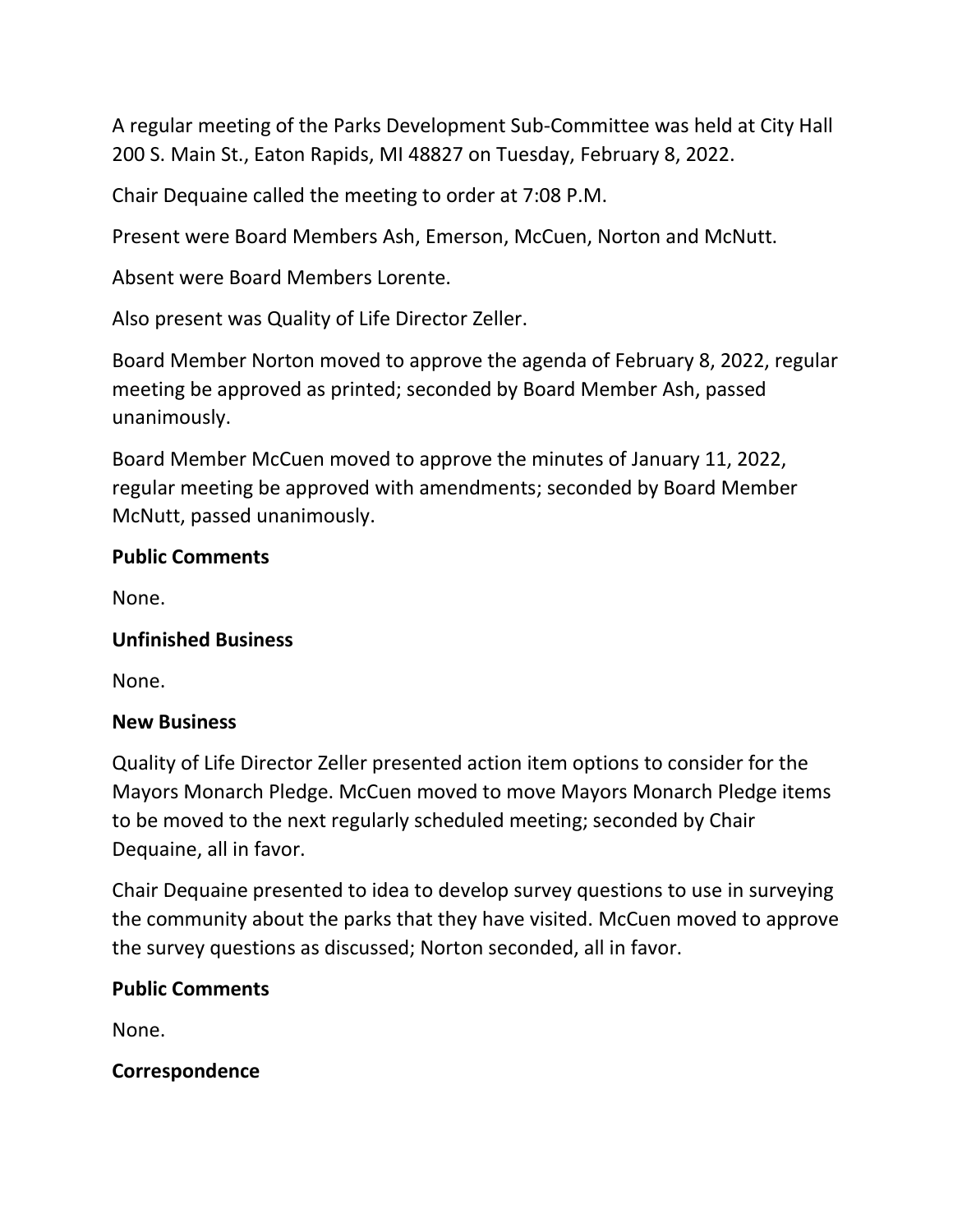A regular meeting of the Parks Development Sub-Committee was held at City Hall 200 S. Main St., Eaton Rapids, MI 48827 on Tuesday, February 8, 2022.

Chair Dequaine called the meeting to order at 7:08 P.M.

Present were Board Members Ash, Emerson, McCuen, Norton and McNutt.

Absent were Board Members Lorente.

Also present was Quality of Life Director Zeller.

Board Member Norton moved to approve the agenda of February 8, 2022, regular meeting be approved as printed; seconded by Board Member Ash, passed unanimously.

Board Member McCuen moved to approve the minutes of January 11, 2022, regular meeting be approved with amendments; seconded by Board Member McNutt, passed unanimously.

**Public Comments**

None.

**Unfinished Business**

None.

**New Business**

Quality of Life Director Zeller presented action item options to consider for the Mayors Monarch Pledge. McCuen moved to move Mayors Monarch Pledge items to be moved to the next regularly scheduled meeting; seconded by Chair Dequaine, all in favor.

Chair Dequaine presented to idea to develop survey questions to use in surveying the community about the parks that they have visited. McCuen moved to approve the survey questions as discussed; Norton seconded, all in favor.

**Public Comments**

None.

**Correspondence**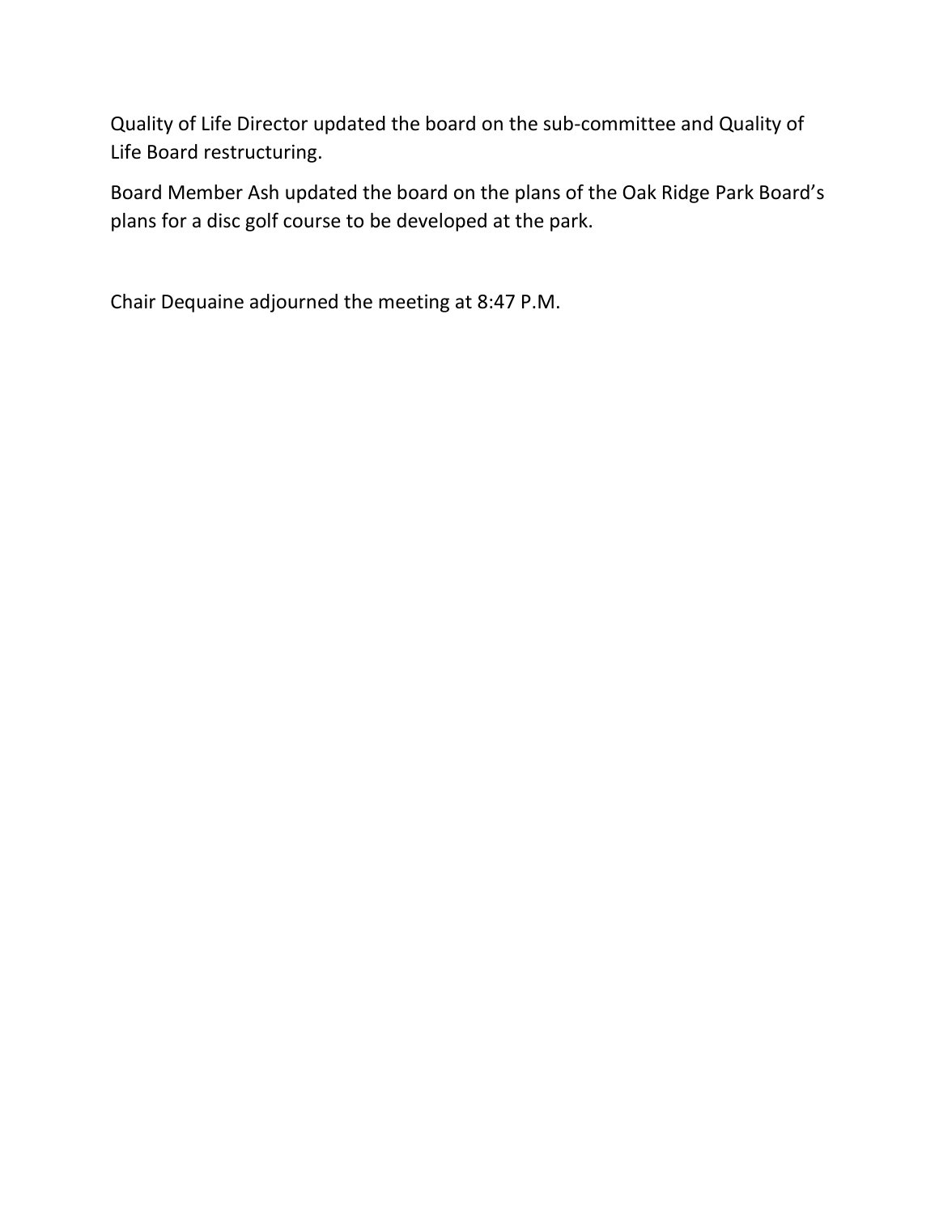Quality of Life Director updated the board on the sub-committee and Quality of Life Board restructuring.

Board Member Ash updated the board on the plans of the Oak Ridge Park Board's plans for a disc golf course to be developed at the park.

Chair Dequaine adjourned the meeting at 8:47 P.M.